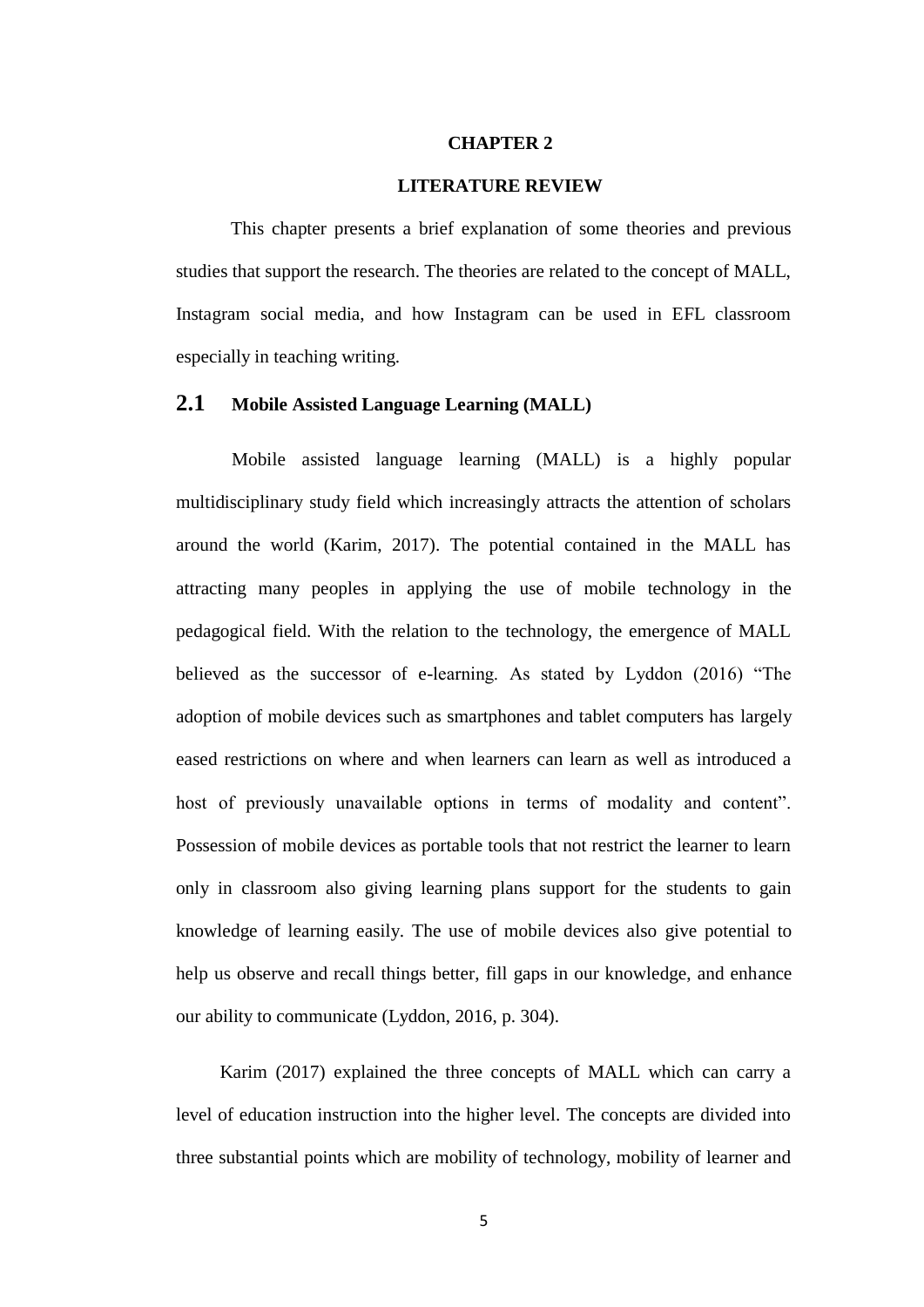# CHAPTER 2

# LITERATURE REVIEW

This chapter presents a brief explanation of some theories and previous studies that support the research. The theories are related to the concept of MALL, Instagram social media, and how Instagram can be used in EFL classroom especially in teaching writing.

## 2.1 Mobile Assisted Language Learning (MALL)

Mobile assisted language learning (MALL) is a highly popular multidisciplinary study field which increasingly attracts the attention of scholars around the world (Karim, 2017). The potential contained in the MALL has attracting many peoples in applying the use of mobile technology in the pedagogical field. With the relation to the technology, the emergence of MALL believed as the successor of e-learning. As stated by Lyddon (2016) "The adoption of mobile devices such as smartphones and tablet computers has largely eased restrictions on where and when learners can learn as well as introduced a host of previously unavailable options in terms of modality and content". Possession of mobile devices as portable tools that not restrict the learner to learn only in classroom also giving learning plans support for the students to gain knowledge of learning easily. The use of mobile devices also give potential to help us observe and recall things better, fill gaps in our knowledge, and enhance our ability to communicate (Lyddon, 2016, p. 304).

Karim (2017) explained the three concepts of MALL which can carry a level of education instruction into the higher level. The concepts are divided into three substantial points which are mobility of technology, mobility of learner and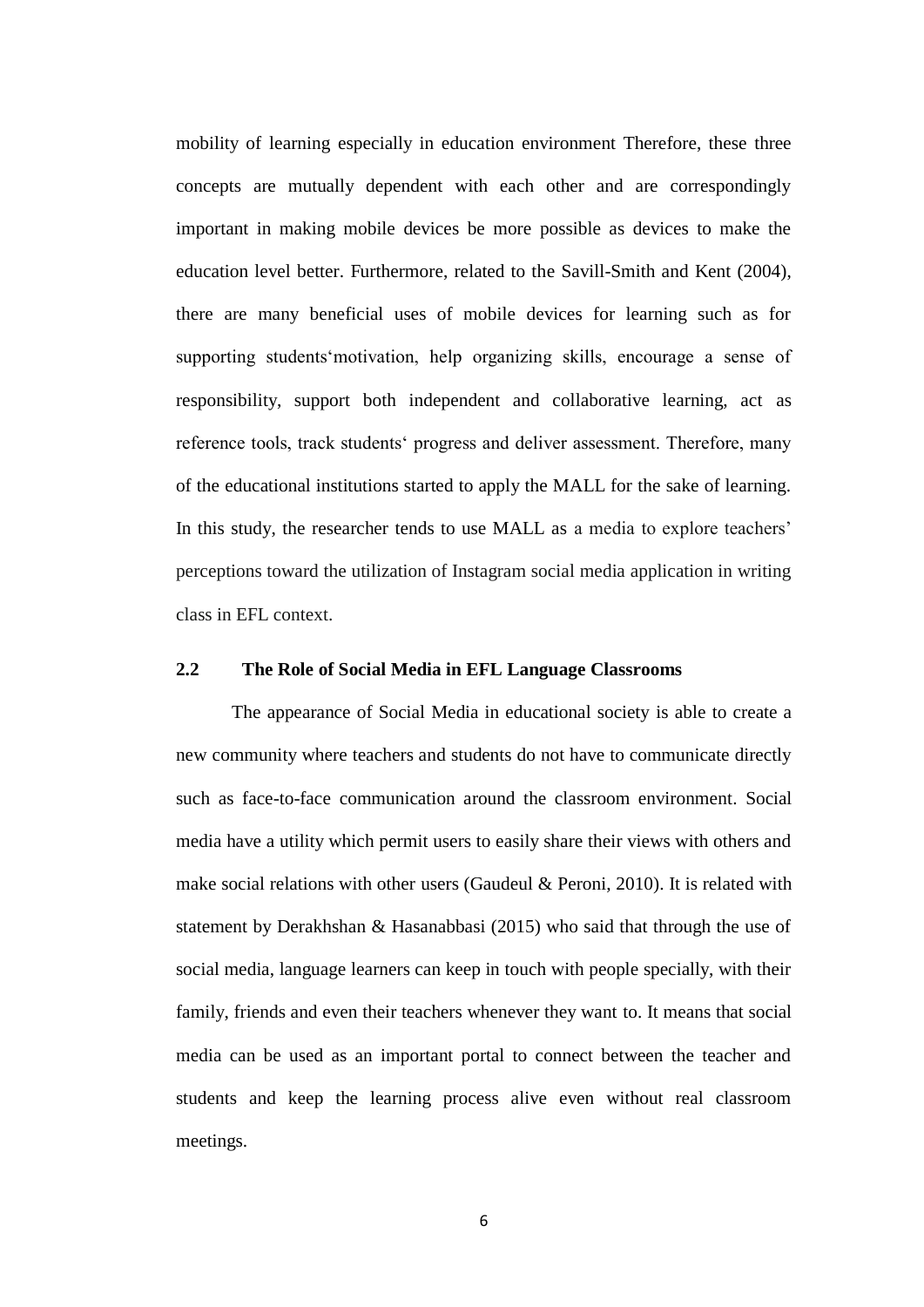mobility of learning especially in education environment Therefore, these three concepts are mutually dependent with each other and are correspondingly important in making mobile devices be more possible as devices to make the education level better. Furthermore, related to the Savill-Smith and Kent (2004), there are many beneficial uses of mobile devices for learning such as for supporting students‘motivation, help organizing skills, encourage a sense of responsibility, support both independent and collaborative learning, act as reference tools, track students‘ progress and deliver assessment. Therefore, many of the educational institutions started to apply the MALL for the sake of learning. In this study, the researcher tends to use MALL as a media to explore teachers' perceptions toward the utilization of Instagram social media application in writing class in EFL context.

### 2.2 The Role of Social Media in EFL Language Classrooms

The appearance of Social Media in educational society is able to create a new community where teachers and students do not have to communicate directly such as face-to-face communication around the classroom environment. Social media have a utility which permit users to easily share their views with others and make social relations with other users (Gaudeul & Peroni, 2010). It is related with statement by Derakhshan & Hasanabbasi (2015) who said that through the use of social media, language learners can keep in touch with people specially, with their family, friends and even their teachers whenever they want to. It means that social media can be used as an important portal to connect between the teacher and students and keep the learning process alive even without real classroom meetings.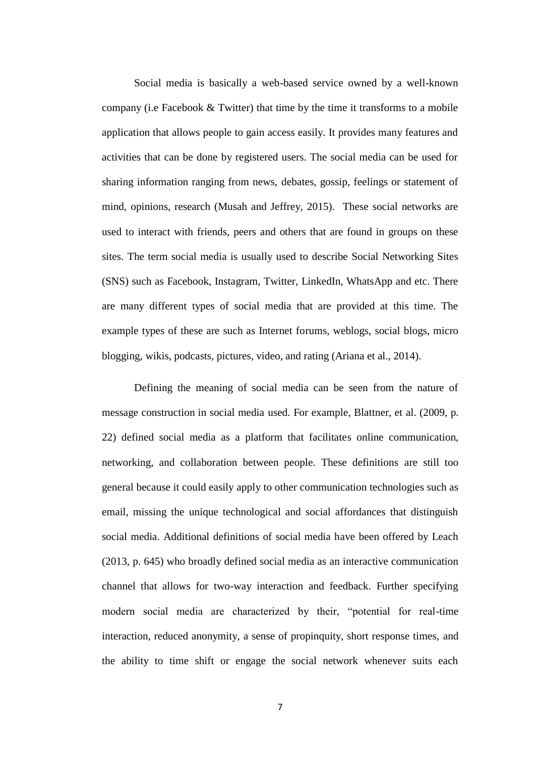Social media is basically a web-based service owned by a well-known company (i.e Facebook & Twitter) that time by the time it transforms to a mobile application that allows people to gain access easily. It provides many features and activities that can be done by registered users. The social media can be used for sharing information ranging from news, debates, gossip, feelings or statement of mind, opinions, research (Musah and Jeffrey, 2015). These social networks are used to interact with friends, peers and others that are found in groups on these sites. The term social media is usually used to describe Social Networking Sites (SNS) such as Facebook, Instagram, Twitter, LinkedIn, WhatsApp and etc. There are many different types of social media that are provided at this time. The example types of these are such as Internet forums, weblogs, social blogs, micro blogging, wikis, podcasts, pictures, video, and rating (Ariana et al., 2014).

Defining the meaning of social media can be seen from the nature of message construction in social media used. For example, Blattner, et al. (2009, p. 22) defined social media as a platform that facilitates online communication, networking, and collaboration between people. These definitions are still too general because it could easily apply to other communication technologies such as email, missing the unique technological and social affordances that distinguish social media. Additional definitions of social media have been offered by Leach (2013, p. 645) who broadly defined social media as an interactive communication channel that allows for two-way interaction and feedback. Further specifying modern social media are characterized by their, "potential for real-time interaction, reduced anonymity, a sense of propinquity, short response times, and the ability to time shift or engage the social network whenever suits each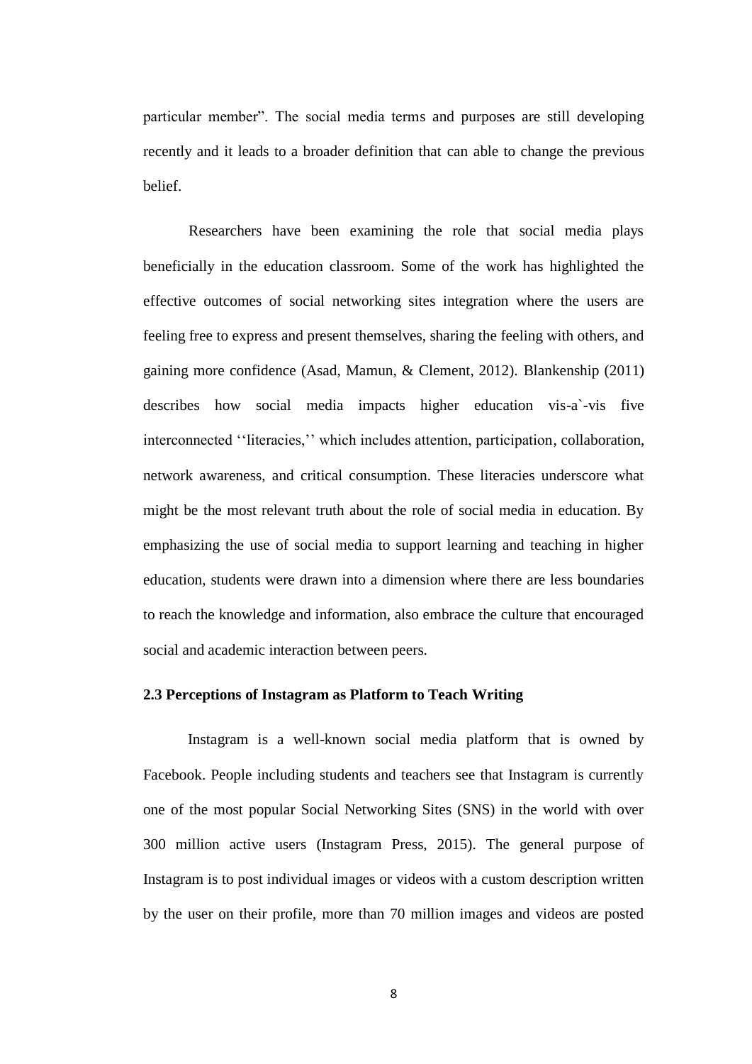particular member". The social media terms and purposes are still developing recently and it leads to a broader definition that can able to change the previous belief.

Researchers have been examining the role that social media plays beneficially in the education classroom. Some of the work has highlighted the effective outcomes of social networking sites integration where the users are feeling free to express and present themselves, sharing the feeling with others, and gaining more confidence (Asad, Mamun, & Clement, 2012). Blankenship (2011) describes how social media impacts higher education vis-a`-vis five interconnected ''literacies,'' which includes attention, participation, collaboration, network awareness, and critical consumption. These literacies underscore what might be the most relevant truth about the role of social media in education. By emphasizing the use of social media to support learning and teaching in higher education, students were drawn into a dimension where there are less boundaries to reach the knowledge and information, also embrace the culture that encouraged social and academic interaction between peers.

### 2.3 Perceptions of Instagram as Platform to Teach Writing

Instagram is a well-known social media platform that is owned by Facebook. People including students and teachers see that Instagram is currently one of the most popular Social Networking Sites (SNS) in the world with over 300 million active users (Instagram Press, 2015). The general purpose of Instagram is to post individual images or videos with a custom description written by the user on their profile, more than 70 million images and videos are posted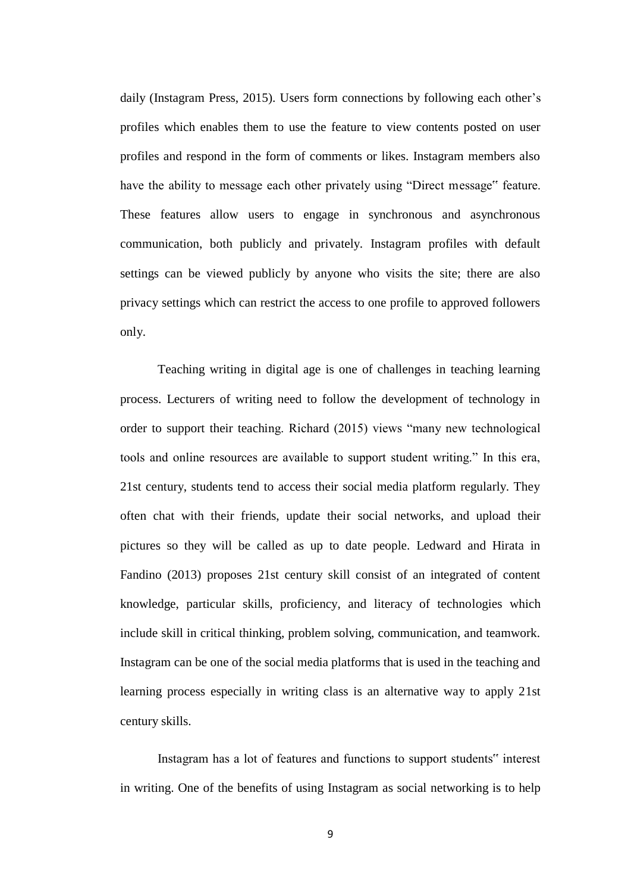daily (Instagram Press, 2015). Users form connections by following each other's profiles which enables them to use the feature to view contents posted on user profiles and respond in the form of comments or likes. Instagram members also have the ability to message each other privately using "Direct message" feature. These features allow users to engage in synchronous and asynchronous communication, both publicly and privately. Instagram profiles with default settings can be viewed publicly by anyone who visits the site; there are also privacy settings which can restrict the access to one profile to approved followers only.

Teaching writing in digital age is one of challenges in teaching learning process. Lecturers of writing need to follow the development of technology in order to support their teaching. Richard (2015) views "many new technological tools and online resources are available to support student writing." In this era, 21st century, students tend to access their social media platform regularly. They often chat with their friends, update their social networks, and upload their pictures so they will be called as up to date people. Ledward and Hirata in Fandino (2013) proposes 21st century skill consist of an integrated of content knowledge, particular skills, proficiency, and literacy of technologies which include skill in critical thinking, problem solving, communication, and teamwork. Instagram can be one of the social media platforms that is used in the teaching and learning process especially in writing class is an alternative way to apply 21st century skills.

Instagram has a lot of features and functions to support students" interest in writing. One of the benefits of using Instagram as social networking is to help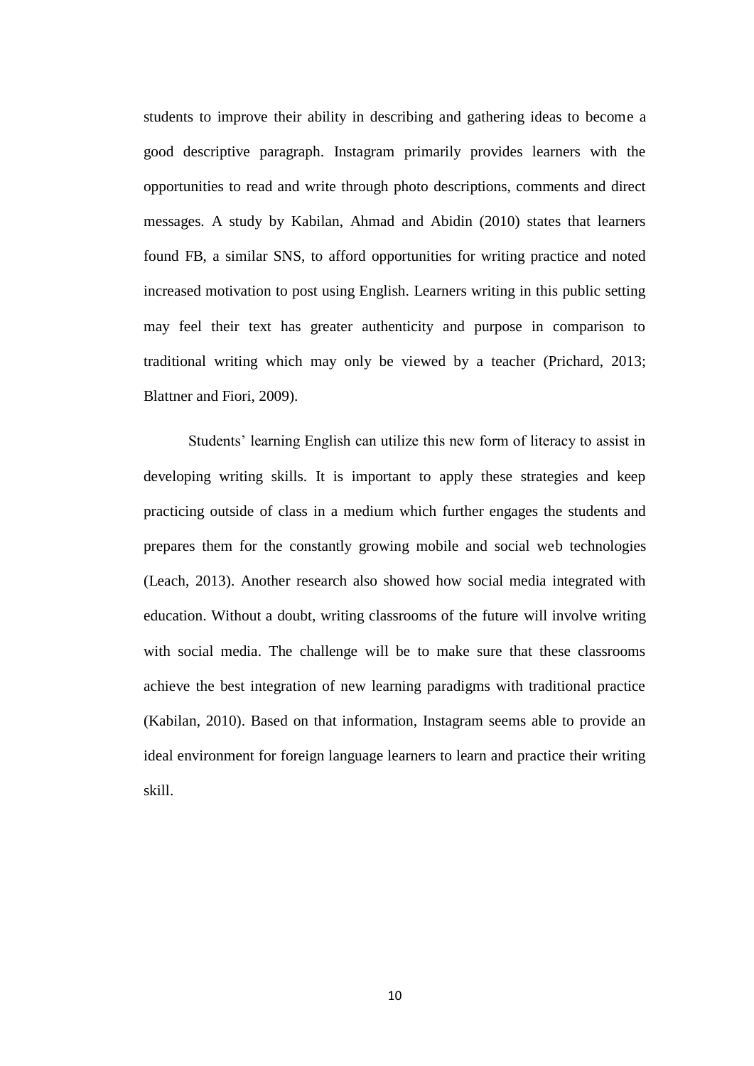students to improve their ability in describing and gathering ideas to become a good descriptive paragraph. Instagram primarily provides learners with the opportunities to read and write through photo descriptions, comments and direct messages. A study by Kabilan, Ahmad and Abidin (2010) states that learners found FB, a similar SNS, to afford opportunities for writing practice and noted increased motivation to post using English. Learners writing in this public setting may feel their text has greater authenticity and purpose in comparison to traditional writing which may only be viewed by a teacher (Prichard, 2013; Blattner and Fiori, 2009).

Students' learning English can utilize this new form of literacy to assist in developing writing skills. It is important to apply these strategies and keep practicing outside of class in a medium which further engages the students and prepares them for the constantly growing mobile and social web technologies (Leach, 2013). Another research also showed how social media integrated with education. Without a doubt, writing classrooms of the future will involve writing with social media. The challenge will be to make sure that these classrooms achieve the best integration of new learning paradigms with traditional practice (Kabilan, 2010). Based on that information, Instagram seems able to provide an ideal environment for foreign language learners to learn and practice their writing skill.